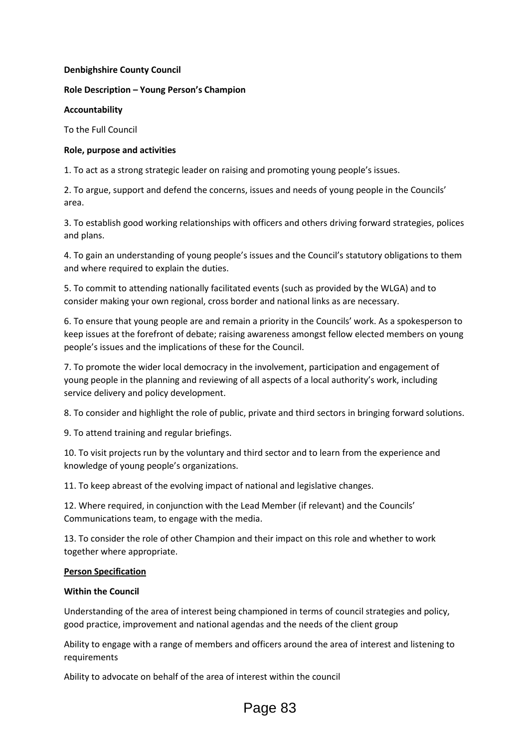**Denbighshire County Council**

**Role Description – Young Person's Champion**

**Accountability**

To the Full Council

**Role, purpose and activities**

1. To act as a strong strategic leader on raising and promoting young people's issues.

2. To argue, support and defend the concerns, issues and needs of young people in the Councils' area.

3. To establish good working relationships with officers and others driving forward strategies, polices and plans.

4. To gain an understanding of young people's issues and the Council's statutory obligations to them and where required to explain the duties.

5. To commit to attending nationally facilitated events (such as provided by the WLGA) and to consider making your own regional, cross border and national links as are necessary.

6. To ensure that young people are and remain a priority in the Councils' work. As a spokesperson to keep issues at the forefront of debate; raising awareness amongst fellow elected members on young people's issues and the implications of these for the Council.

7. To promote the wider local democracy in the involvement, participation and engagement of young people in the planning and reviewing of all aspects of a local authority's work, including service delivery and policy development.

8. To consider and highlight the role of public, private and third sectors in bringing forward solutions.

9. To attend training and regular briefings.

10. To visit projects run by the voluntary and third sector and to learn from the experience and knowledge of young people's organizations.

11. To keep abreast of the evolving impact of national and legislative changes.

12. Where required, in conjunction with the Lead Member (if relevant) and the Councils' Communications team, to engage with the media.

13. To consider the role of other Champion and their impact on this role and whether to work together where appropriate.

**Person Specification**

**Within the Council**

Understanding of the area of interest being championed in terms of council strategies and policy, good practice, improvement and national agendas and the needs of the client group

Ability to engage with a range of members and officers around the area of interest and listening to requirements

Ability to advocate on behalf of the area of interest within the council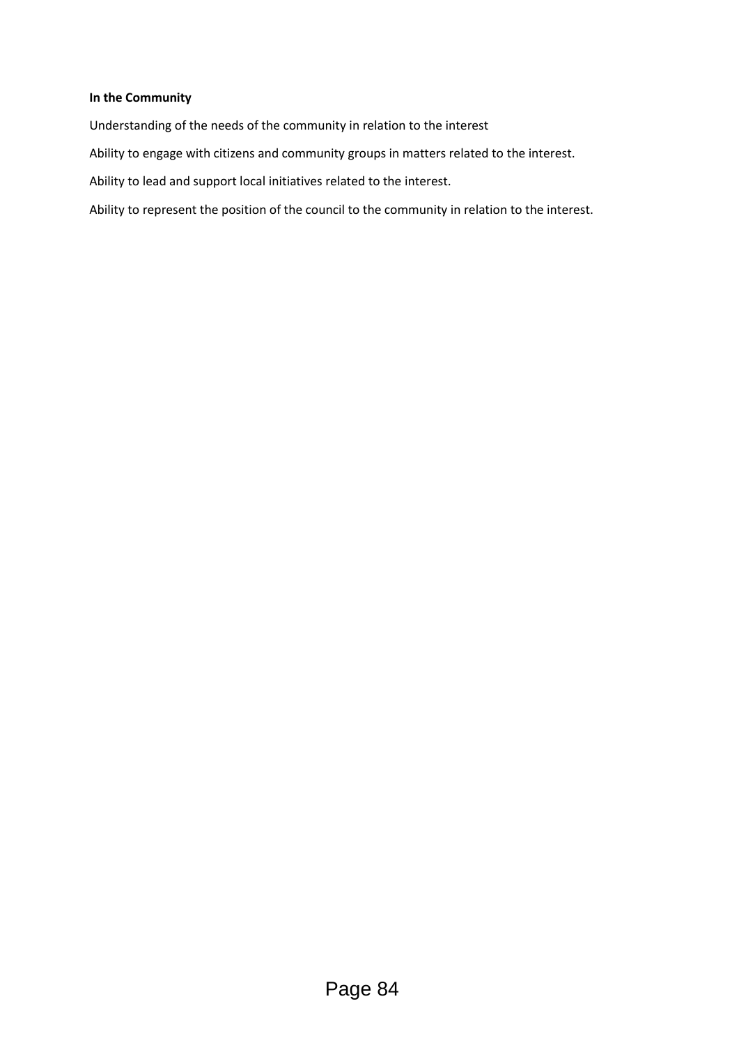**In the Community**

Understanding of the needs of the community in relation to the interest

Ability to engage with citizens and community groups in matters related to the interest.

Ability to lead and support local initiatives related to the interest.

Ability to represent the position of the council to the community in relation to the interest.